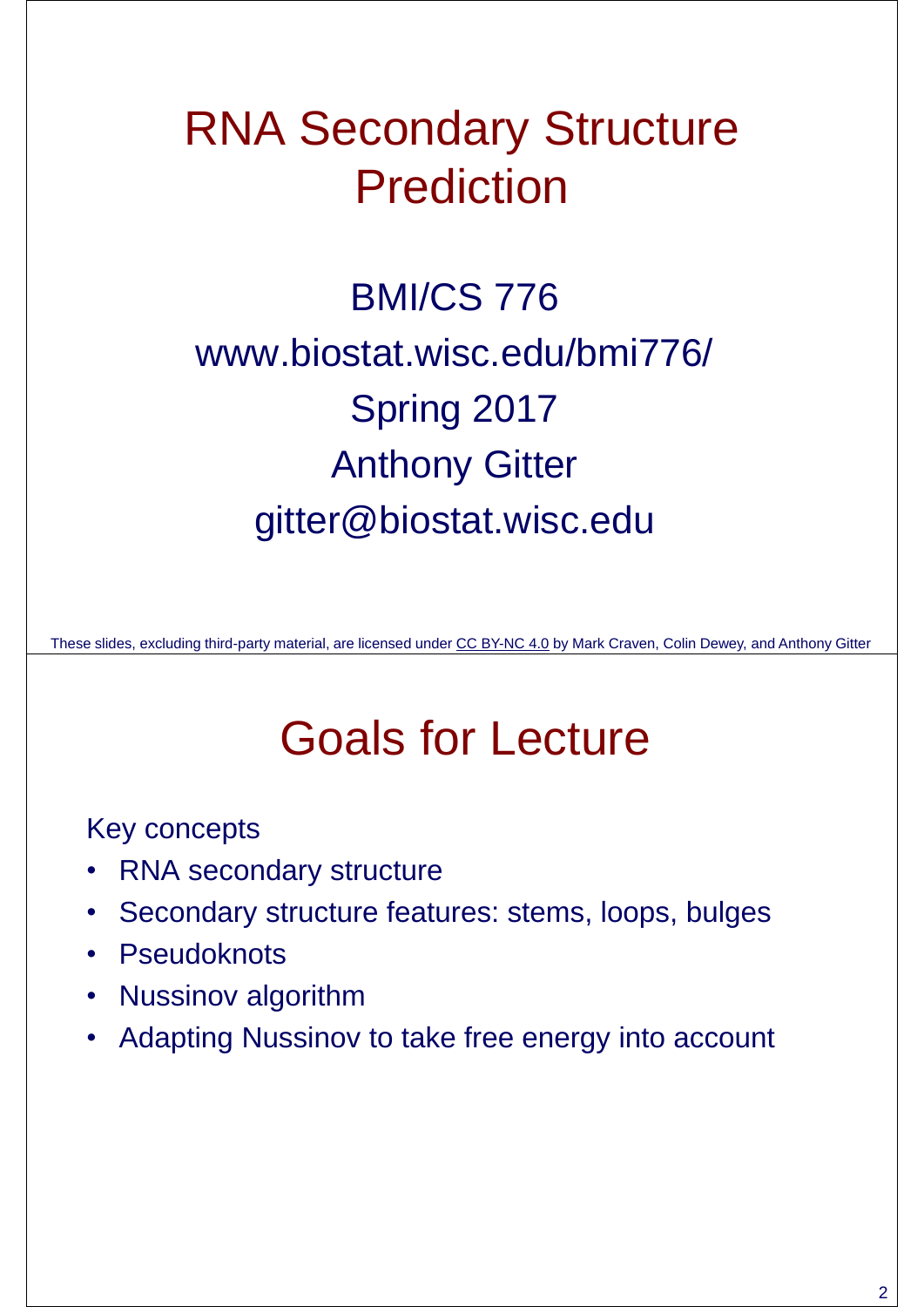# RNA Secondary Structure Prediction

BMI/CS 776

www.biostat.wisc.edu/bmi776/

Spring 2017

Anthony Gitter

gitter@biostat.wisc.edu

These slides, excluding third-party material, are licensed under CC BY-NC 4.0 by Mark Craven, Colin Dewey, and Anthony Gitter

# Goals for Lecture

Key concepts

- RNA secondary structure
- Secondary structure features: stems, loops, bulges
- Pseudoknots
- Nussinov algorithm
- Adapting Nussinov to take free energy into account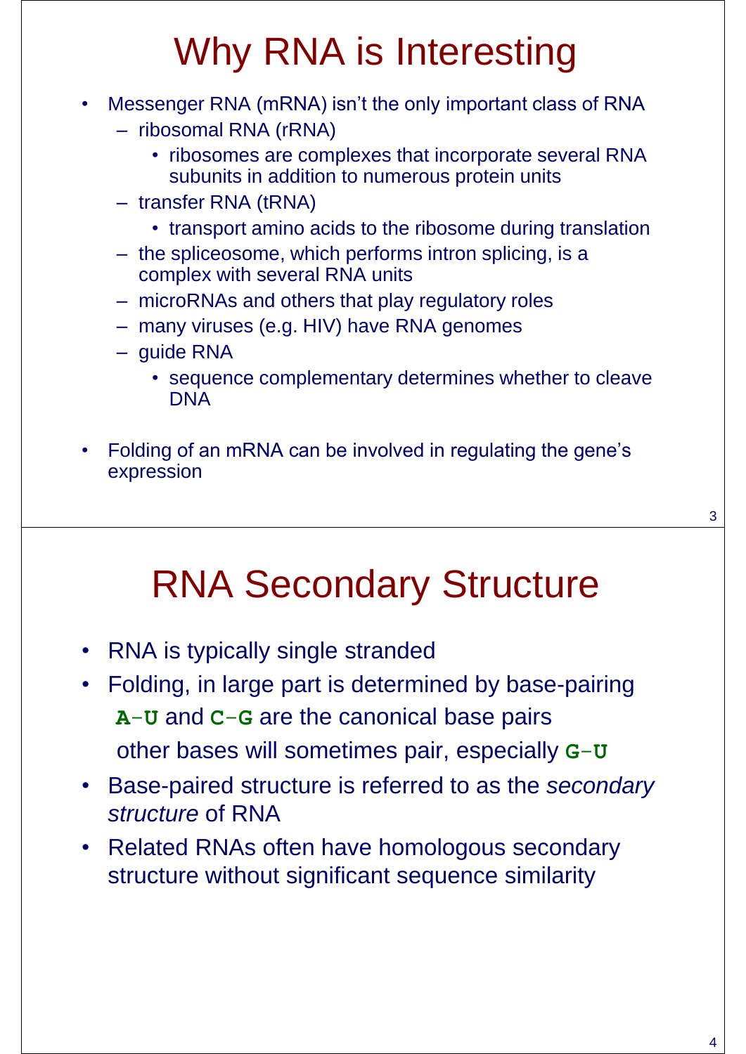# Why RNA is Interesting

- Messenger RNA (mRNA) isn't the only important class of RNA
  - ribosomal RNA (rRNA)
    - ribosomes are complexes that incorporate several RNA subunits in addition to numerous protein units
  - transfer RNA (tRNA)
    - transport amino acids to the ribosome during translation
  - the spliceosome, which performs intron splicing, is a complex with several RNA units
  - microRNAs and others that play regulatory roles
  - many viruses (e.g. HIV) have RNA genomes
  - guide RNA
    - sequence complementary determines whether to cleave DNA

- Folding of an mRNA can be involved in regulating the gene's expression

# RNA Secondary Structure

- RNA is typically single stranded
- Folding, in large part is determined by base-pairing

  **`A`**–**`U`** and **`C`**–**`G`** are the canonical base pairs

  other bases will sometimes pair, especially **`G`**–**`U`**
- Base-paired structure is referred to as the *secondary structure* of RNA
- Related RNAs often have homologous secondary structure without significant sequence similarity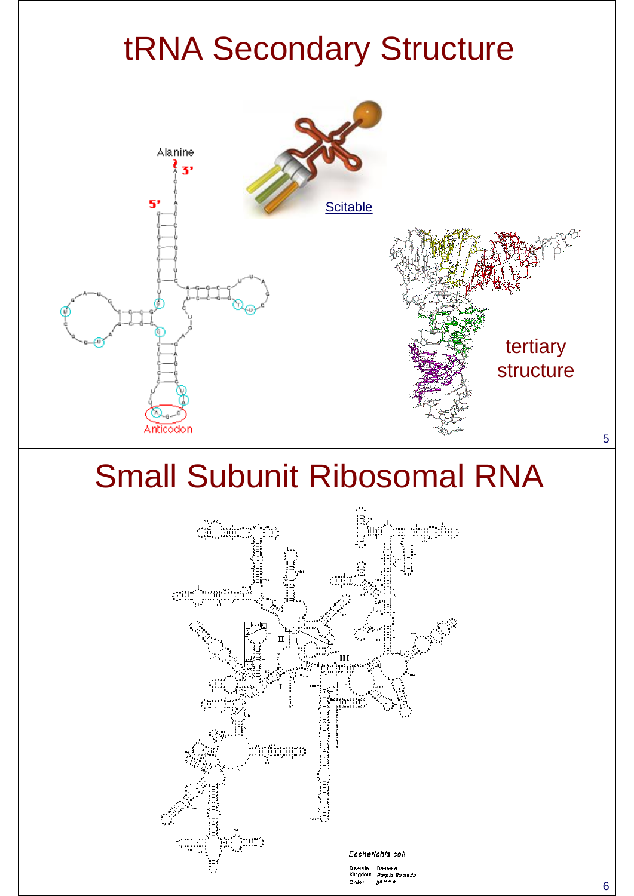# tRNA Secondary Structure

Alanine

3'

5'

Anticodon

Scitable

tertiary structure

# Small Subunit Ribosomal RNA

*Escherichia coli*

Domain: *Bacteria*
Kingdom: *Purple Bacteria*
Order: *gamma*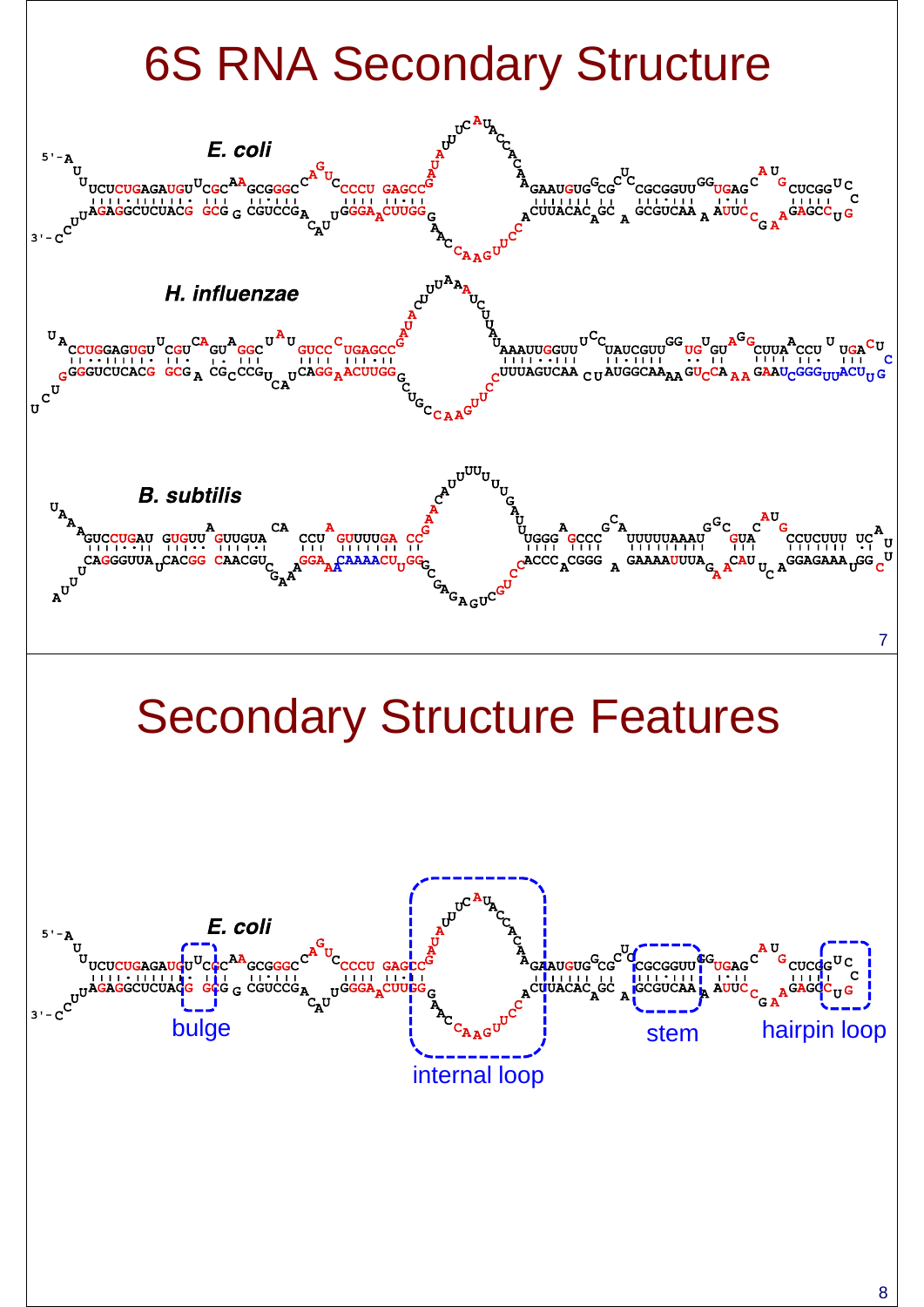# 6S RNA Secondary Structure

*E. coli*

*H. influenzae*

*B. subtilis*

# Secondary Structure Features

*E. coli*

bulge

internal loop

stem

hairpin loop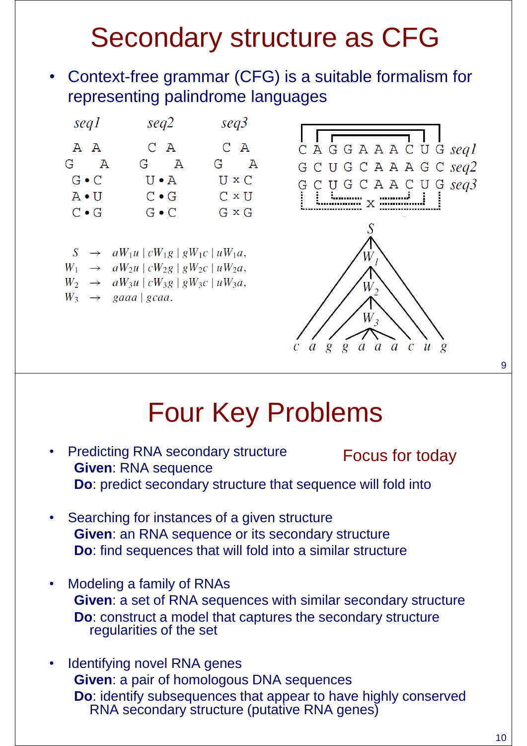# Secondary structure as CFG

- Context-free grammar (CFG) is a suitable formalism for representing palindrome languages

```
 seq1        seq2        seq3

 A  A        C  A        C  A
G    A      G    A      G    A
 G•C         U•A         U×C
 A•U         C•G         C×U
 C•G         G•C         G×G
```

```
C A G G A A A C U G  seq1
G C U G C A A A G C  seq2
G C U G C A A C U G  seq3
```

$$
\begin{aligned}
S &\rightarrow aW_1u \mid cW_1g \mid gW_1c \mid uW_1a, \\
W_1 &\rightarrow aW_2u \mid cW_2g \mid gW_2c \mid uW_2a, \\
W_2 &\rightarrow aW_3u \mid cW_3g \mid gW_3c \mid uW_3a, \\
W_3 &\rightarrow gaaa \mid gcaa.
\end{aligned}
$$

$S$, $W_1$, $W_2$, $W_3$

c a g g a a a c u g

# Four Key Problems

- Predicting RNA secondary structure — Focus for today
  **Given**: RNA sequence
  **Do**: predict secondary structure that sequence will fold into

- Searching for instances of a given structure
  **Given**: an RNA sequence or its secondary structure
  **Do**: find sequences that will fold into a similar structure

- Modeling a family of RNAs
  **Given**: a set of RNA sequences with similar secondary structure
  **Do**: construct a model that captures the secondary structure regularities of the set

- Identifying novel RNA genes
  **Given**: a pair of homologous DNA sequences
  **Do**: identify subsequences that appear to have highly conserved RNA secondary structure (putative RNA genes)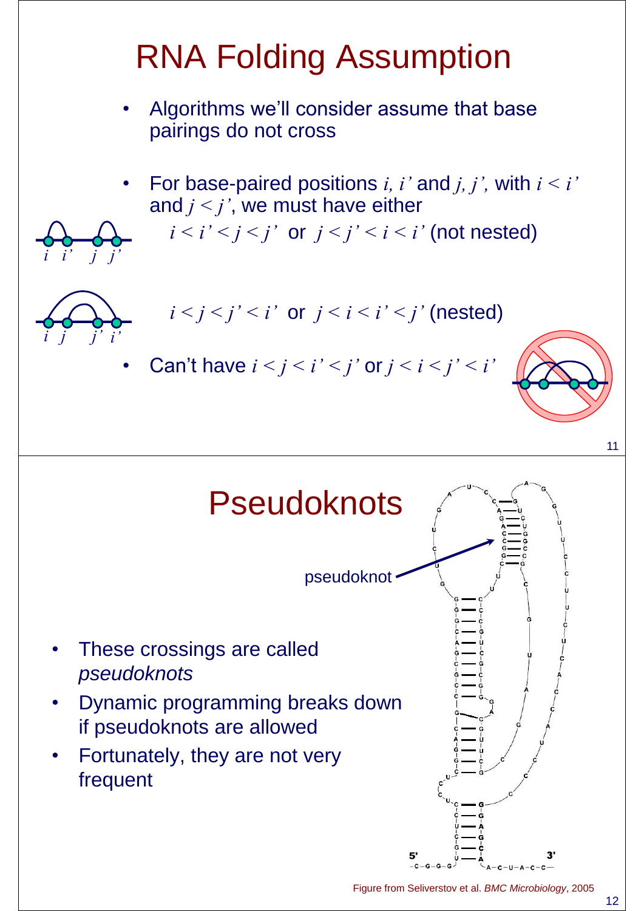# RNA Folding Assumption

- Algorithms we'll consider assume that base pairings do not cross
- For base-paired positions $i, i'$ and $j, j'$, with $i < i'$ and $j < j'$, we must have either

  $i < i' < j < j'$ or $j < j' < i < i'$ (not nested)

  $i < j < j' < i'$ or $j < i < i' < j'$ (nested)

- Can't have $i < j < i' < j'$ or $j < i < j' < i'$

# Pseudoknots

pseudoknot

- These crossings are called *pseudoknots*
- Dynamic programming breaks down if pseudoknots are allowed
- Fortunately, they are not very frequent

Figure from Seliverstov et al. *BMC Microbiology*, 2005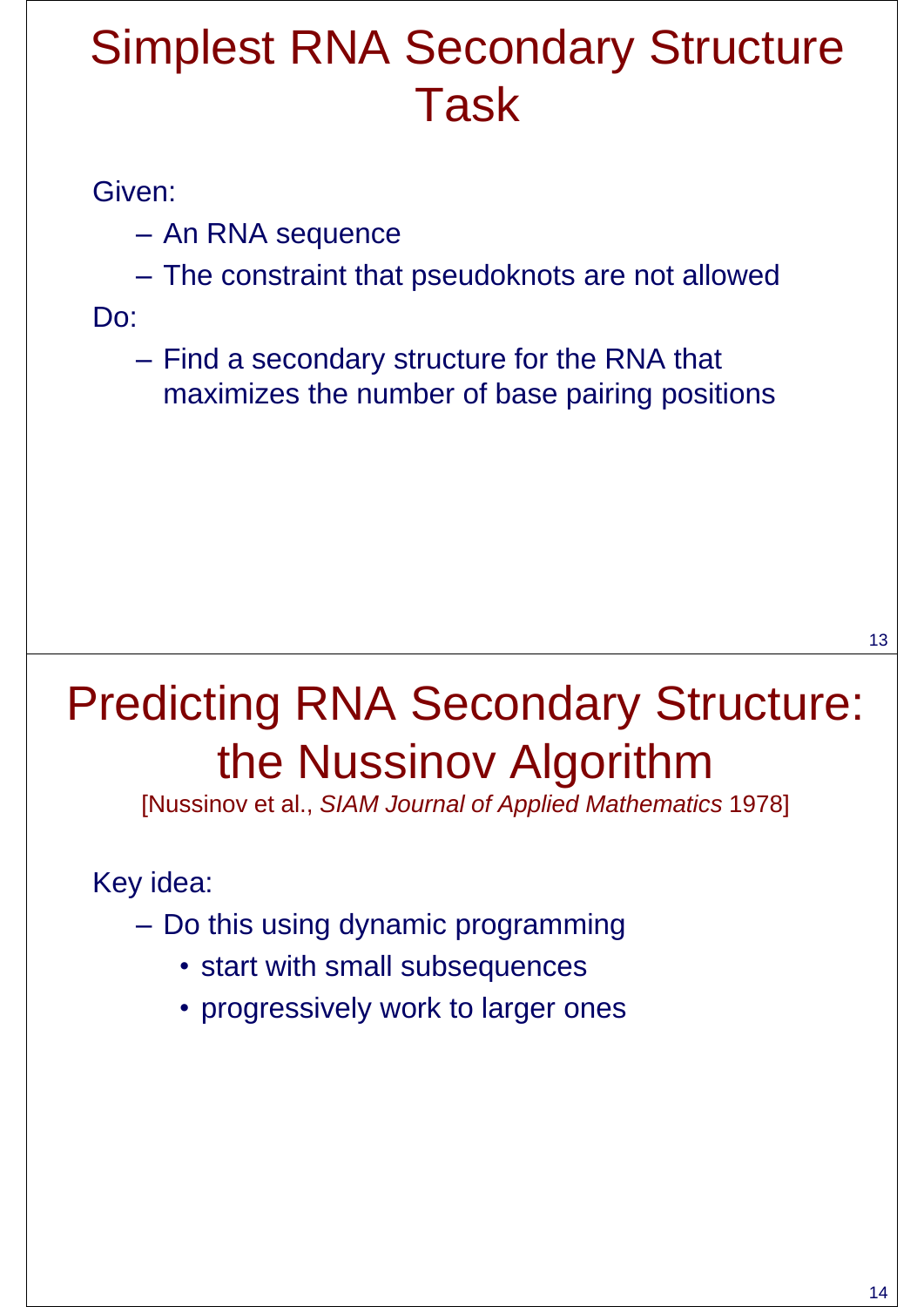# Simplest RNA Secondary Structure Task

Given:

- An RNA sequence
- The constraint that pseudoknots are not allowed

Do:

- Find a secondary structure for the RNA that maximizes the number of base pairing positions

# Predicting RNA Secondary Structure: the Nussinov Algorithm

[Nussinov et al., *SIAM Journal of Applied Mathematics* 1978]

Key idea:

- Do this using dynamic programming
  - start with small subsequences
  - progressively work to larger ones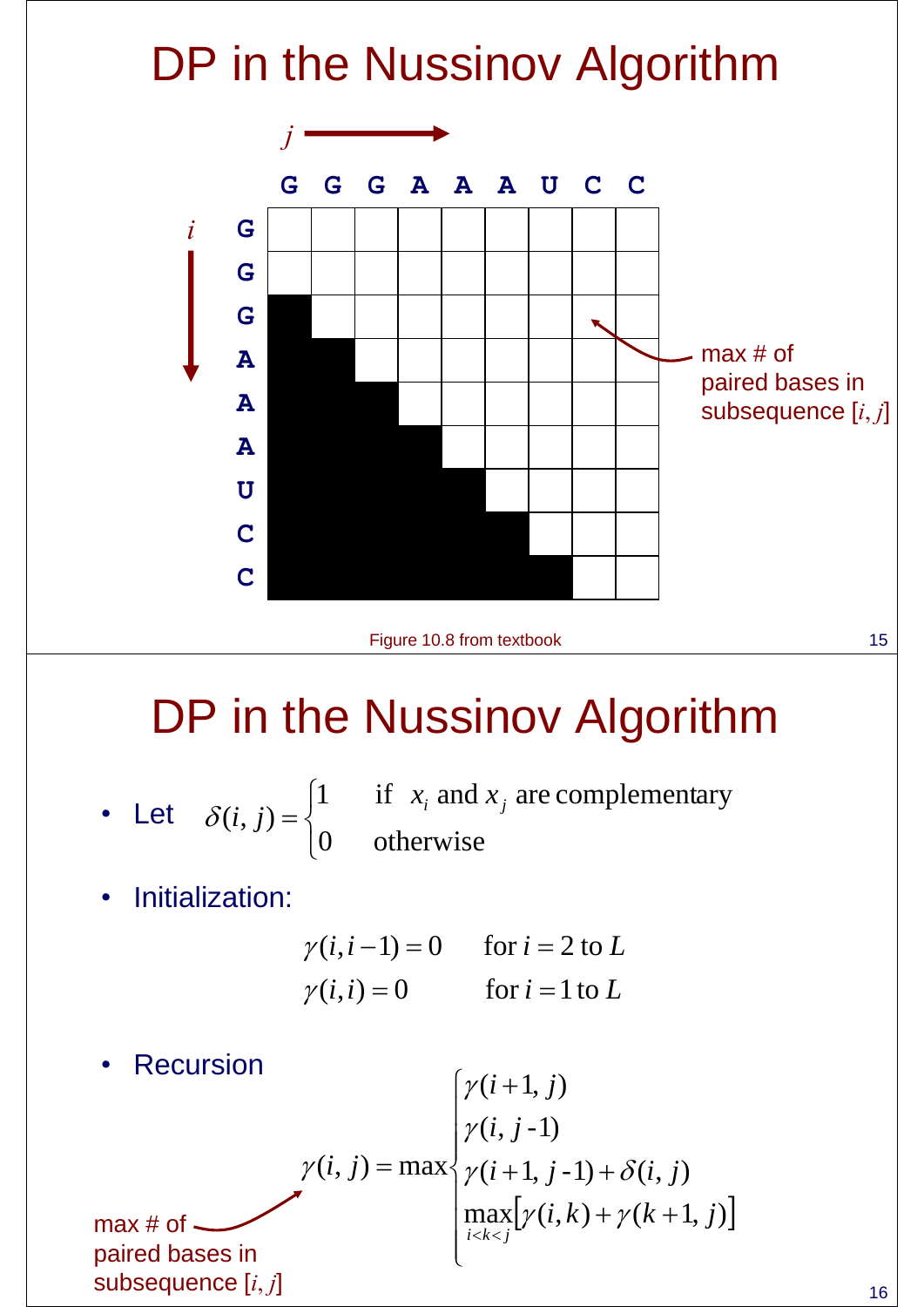# DP in the Nussinov Algorithm

|  | G | G | G | A | A | A | U | C | C |
|---|---|---|---|---|---|---|---|---|---|
| **G** |  |  |  |  |  |  |  |  |  |
| **G** |  |  |  |  |  |  |  |  |  |
| **G** | ■ |  |  |  |  |  |  |  |  |
| **A** | ■ | ■ |  |  |  |  |  |  |  |
| **A** | ■ | ■ | ■ |  |  |  |  |  |  |
| **A** | ■ | ■ | ■ | ■ |  |  |  |  |  |
| **U** | ■ | ■ | ■ | ■ | ■ |  |  |  |  |
| **C** | ■ | ■ | ■ | ■ | ■ | ■ |  |  |  |
| **C** | ■ | ■ | ■ | ■ | ■ | ■ | ■ |  |  |

$j$ →, $i$ ↓

max # of paired bases in subsequence $[i, j]$

Figure 10.8 from textbook

# DP in the Nussinov Algorithm

- Let $$\delta(i,j) = \begin{cases} 1 & \text{if } x_i \text{ and } x_j \text{ are complementary} \\ 0 & \text{otherwise} \end{cases}$$

- Initialization:

$$\gamma(i, i-1) = 0 \qquad \text{for } i = 2 \text{ to } L$$
$$\gamma(i, i) = 0 \qquad \text{for } i = 1 \text{ to } L$$

- Recursion

$$\gamma(i,j) = \max \begin{cases} \gamma(i+1, j) \\ \gamma(i, j\text{-}1) \\ \gamma(i+1, j\text{-}1) + \delta(i,j) \\ \max\limits_{i<k<j} \left[ \gamma(i,k) + \gamma(k+1, j) \right] \end{cases}$$

max # of paired bases in subsequence $[i, j]$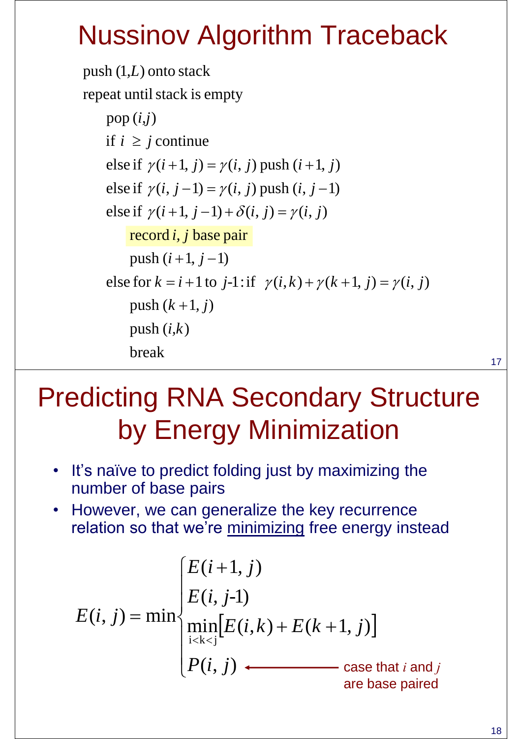# Nussinov Algorithm Traceback

push $(1,L)$ onto stack

repeat until stack is empty

- pop $(i,j)$
- if $i \geq j$ continue
- else if $\gamma(i+1, j) = \gamma(i, j)$ push $(i+1, j)$
- else if $\gamma(i, j-1) = \gamma(i, j)$ push $(i, j-1)$
- else if $\gamma(i+1, j-1) + \delta(i, j) = \gamma(i, j)$
  - record $i$, $j$ base pair
  - push $(i+1, j-1)$
- else for $k = i+1$ to $j$-1: if $\gamma(i,k) + \gamma(k+1, j) = \gamma(i, j)$
  - push $(k+1, j)$
  - push $(i,k)$
  - break

# Predicting RNA Secondary Structure by Energy Minimization

- It's naïve to predict folding just by maximizing the number of base pairs
- However, we can generalize the key recurrence relation so that we're <u>minimizing</u> free energy instead

$$E(i, j) = \min \begin{cases} E(i+1, j) \\ E(i, j\text{-}1) \\ \min\limits_{i<k<j} \left[ E(i,k) + E(k+1, j) \right] \\ P(i, j) \end{cases}$$

$P(i, j)$ ← case that $i$ and $j$ are base paired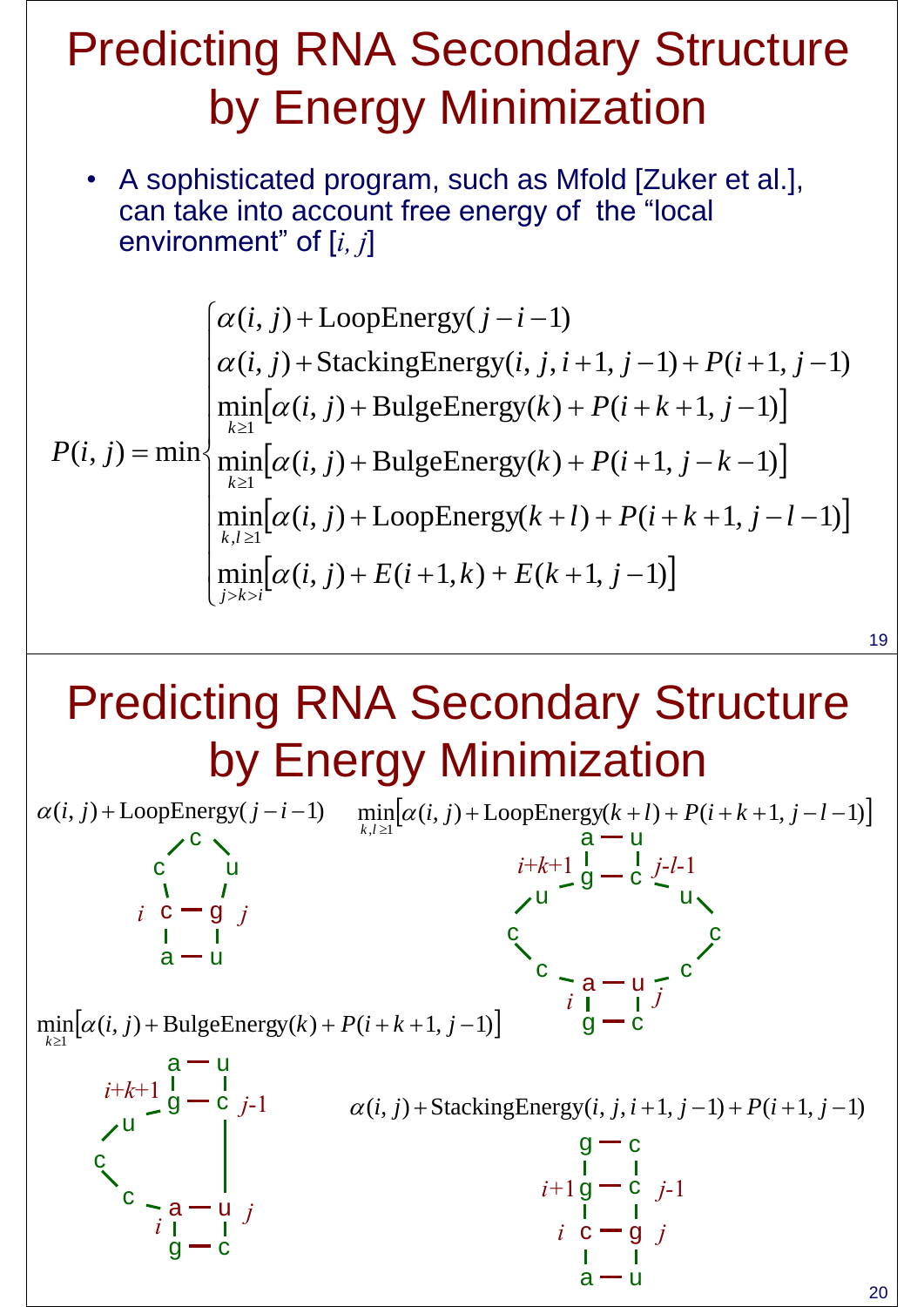# Predicting RNA Secondary Structure by Energy Minimization

- A sophisticated program, such as Mfold [Zuker et al.], can take into account free energy of the "local environment" of $[i, j]$

$$
P(i,j) = \min \begin{cases}
\alpha(i,j) + \text{LoopEnergy}(j-i-1) \\
\alpha(i,j) + \text{StackingEnergy}(i,j,i+1,j-1) + P(i+1,j-1) \\
\min\limits_{k \geq 1}\left[\alpha(i,j) + \text{BulgeEnergy}(k) + P(i+k+1,j-1)\right] \\
\min\limits_{k \geq 1}\left[\alpha(i,j) + \text{BulgeEnergy}(k) + P(i+1,j-k-1)\right] \\
\min\limits_{k,l \geq 1}\left[\alpha(i,j) + \text{LoopEnergy}(k+l) + P(i+k+1,j-l-1)\right] \\
\min\limits_{j>k>i}\left[\alpha(i,j) + E(i+1,k) + E(k+1,j-1)\right]
\end{cases}
$$

# Predicting RNA Secondary Structure by Energy Minimization

$\alpha(i,j) + \text{LoopEnergy}(j-i-1)$

```
    c
  c   u
  |   |
i c - g j
  |   |
  a - u
```

$\min\limits_{k,l \geq 1}\left[\alpha(i,j) + \text{LoopEnergy}(k+l) + P(i+k+1,j-l-1)\right]$

```
              a - u
       i+k+1  g - c  j-l-1
            u         u
          c             c
            c         c
            i a - u j
              g - c
```

$\min\limits_{k \geq 1}\left[\alpha(i,j) + \text{BulgeEnergy}(k) + P(i+k+1,j-1)\right]$

```
         a - u
  i+k+1  g - c  j-1
       u       |
     c         |
       c       |
       i a - u j
         g - c
```

$\alpha(i,j) + \text{StackingEnergy}(i,j,i+1,j-1) + P(i+1,j-1)$

```
      g - c
  i+1 g - c j-1
    i c - g j
      a - u
```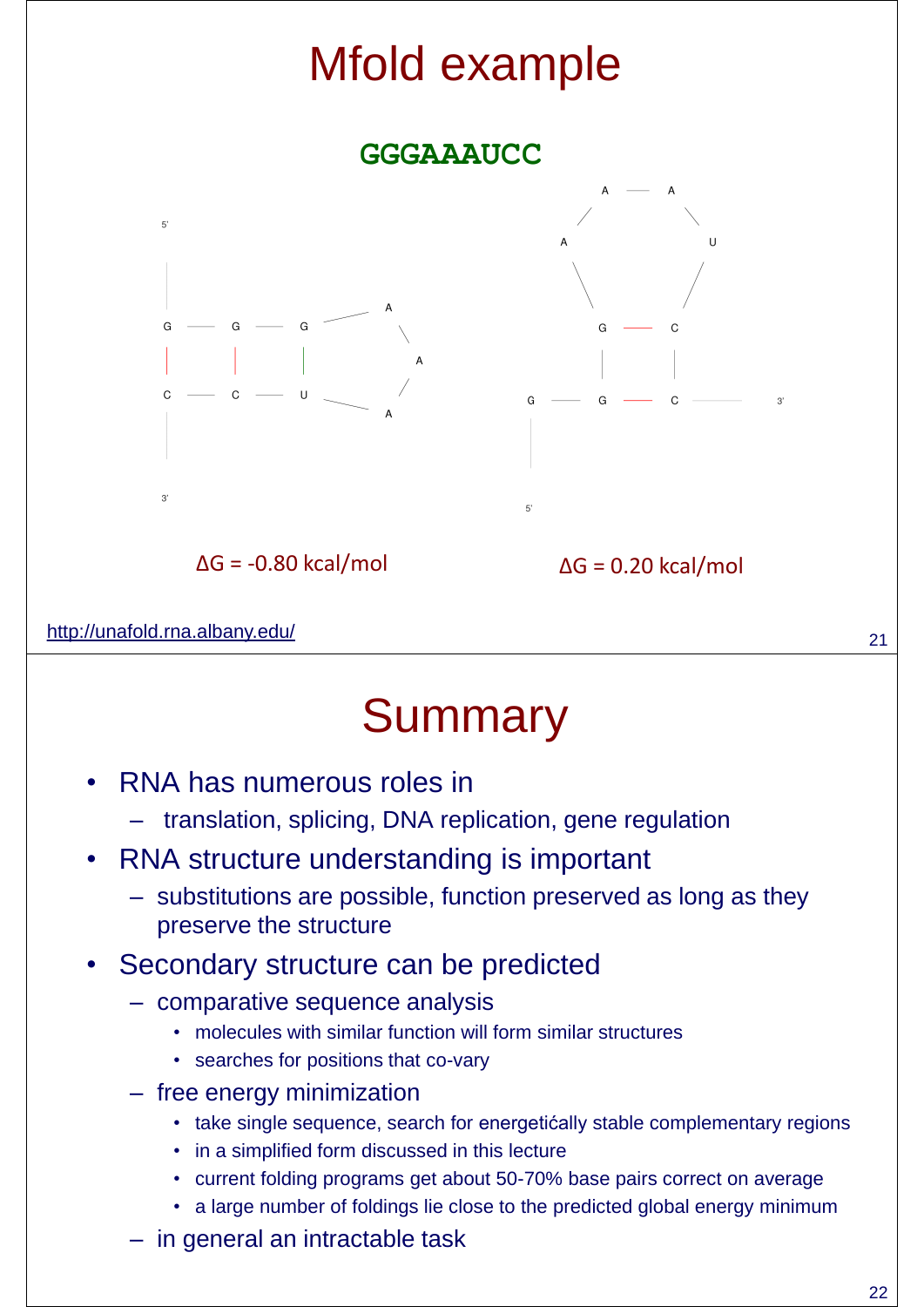# Mfold example

**GGGAAAUCC**

5'

G G G A A A U C C

3'

5'

A A A U G C G G C 3'

ΔG = -0.80 kcal/mol

ΔG = 0.20 kcal/mol

http://unafold.rna.albany.edu/

# Summary

- RNA has numerous roles in
  - translation, splicing, DNA replication, gene regulation
- RNA structure understanding is important
  - substitutions are possible, function preserved as long as they preserve the structure
- Secondary structure can be predicted
  - comparative sequence analysis
    - molecules with similar function will form similar structures
    - searches for positions that co-vary
  - free energy minimization
    - take single sequence, search for energetićally stable complementary regions
    - in a simplified form discussed in this lecture
    - current folding programs get about 50-70% base pairs correct on average
    - a large number of foldings lie close to the predicted global energy minimum
  - in general an intractable task